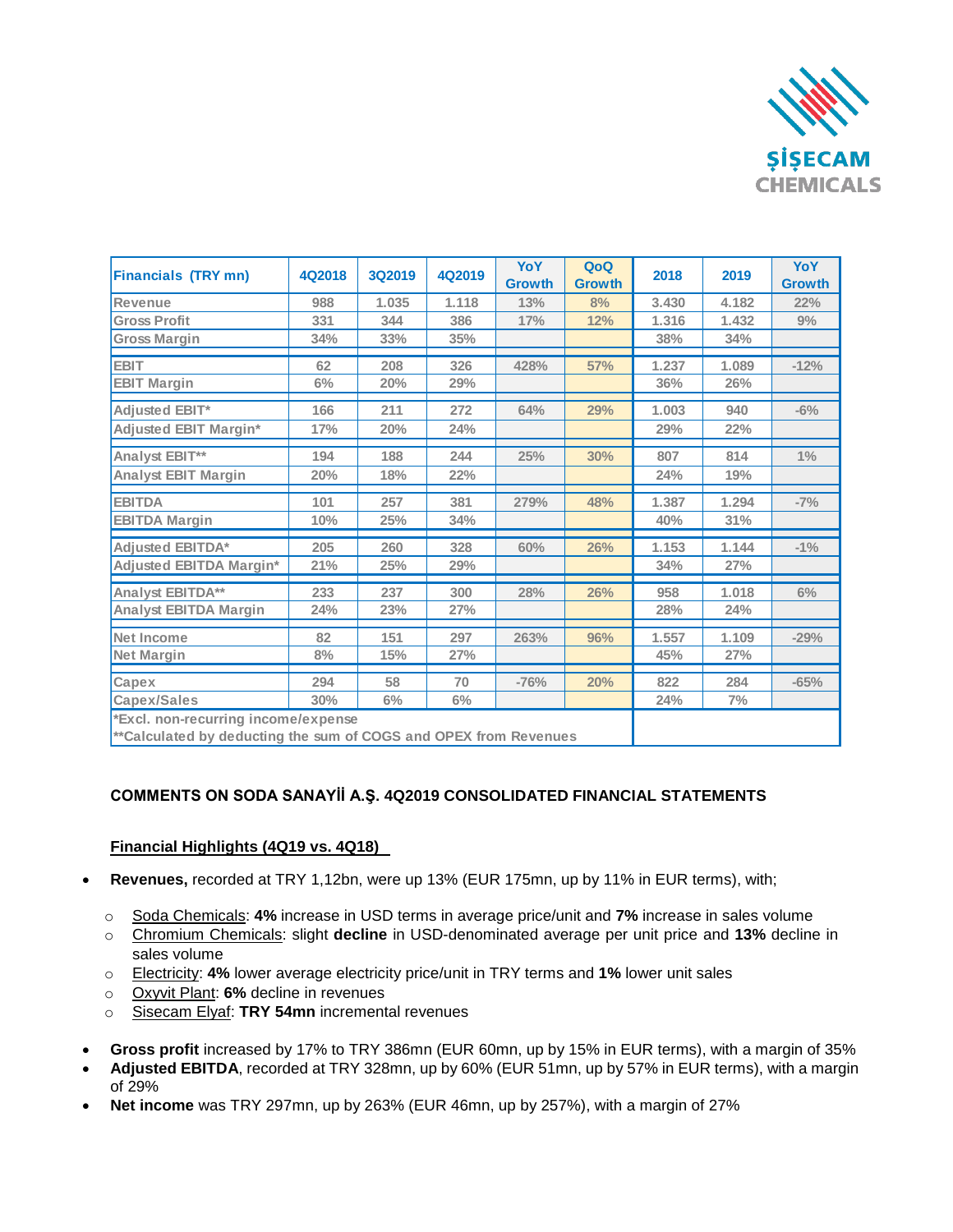| Financials (TRY mn) | 4Q2018 | 3Q2019 | 4Q2019 | YoY Growth | QoQ Growth | 2018 | 2019 | YoY Growth |
|---|---|---|---|---|---|---|---|---|
| Revenue | 988 | 1.035 | 1.118 | 13% | 8% | 3.430 | 4.182 | 22% |
| Gross Profit | 331 | 344 | 386 | 17% | 12% | 1.316 | 1.432 | 9% |
| Gross Margin | 34% | 33% | 35% | | | 38% | 34% | |
| EBIT | 62 | 208 | 326 | 428% | 57% | 1.237 | 1.089 | -12% |
| EBIT Margin | 6% | 20% | 29% | | | 36% | 26% | |
| Adjusted EBIT* | 166 | 211 | 272 | 64% | 29% | 1.003 | 940 | -6% |
| Adjusted EBIT Margin* | 17% | 20% | 24% | | | 29% | 22% | |
| Analyst EBIT** | 194 | 188 | 244 | 25% | 30% | 807 | 814 | 1% |
| Analyst EBIT Margin | 20% | 18% | 22% | | | 24% | 19% | |
| EBITDA | 101 | 257 | 381 | 279% | 48% | 1.387 | 1.294 | -7% |
| EBITDA Margin | 10% | 25% | 34% | | | 40% | 31% | |
| Adjusted EBITDA* | 205 | 260 | 328 | 60% | 26% | 1.153 | 1.144 | -1% |
| Adjusted EBITDA Margin* | 21% | 25% | 29% | | | 34% | 27% | |
| Analyst EBITDA** | 233 | 237 | 300 | 28% | 26% | 958 | 1.018 | 6% |
| Analyst EBITDA Margin | 24% | 23% | 27% | | | 28% | 24% | |
| Net Income | 82 | 151 | 297 | 263% | 96% | 1.557 | 1.109 | -29% |
| Net Margin | 8% | 15% | 27% | | | 45% | 27% | |
| Capex | 294 | 58 | 70 | -76% | 20% | 822 | 284 | -65% |
| Capex/Sales | 30% | 6% | 6% | | | 24% | 7% | |

*Excl. non-recurring income/expense
**Calculated by deducting the sum of COGS and OPEX from Revenues

## COMMENTS ON SODA SANAYİİ A.Ş. 4Q2019 CONSOLIDATED FINANCIAL STATEMENTS

### Financial Highlights (4Q19 vs. 4Q18)

- **Revenues,** recorded at TRY 1,12bn, were up 13% (EUR 175mn, up by 11% in EUR terms), with;
  - Soda Chemicals: **4%** increase in USD terms in average price/unit and **7%** increase in sales volume
  - Chromium Chemicals: slight **decline** in USD-denominated average per unit price and **13%** decline in sales volume
  - Electricity: **4%** lower average electricity price/unit in TRY terms and **1%** lower unit sales
  - Oxyvit Plant: **6%** decline in revenues
  - Sisecam Elyaf: **TRY 54mn** incremental revenues
- **Gross profit** increased by 17% to TRY 386mn (EUR 60mn, up by 15% in EUR terms), with a margin of 35%
- **Adjusted EBITDA**, recorded at TRY 328mn, up by 60% (EUR 51mn, up by 57% in EUR terms), with a margin of 29%
- **Net income** was TRY 297mn, up by 263% (EUR 46mn, up by 257%), with a margin of 27%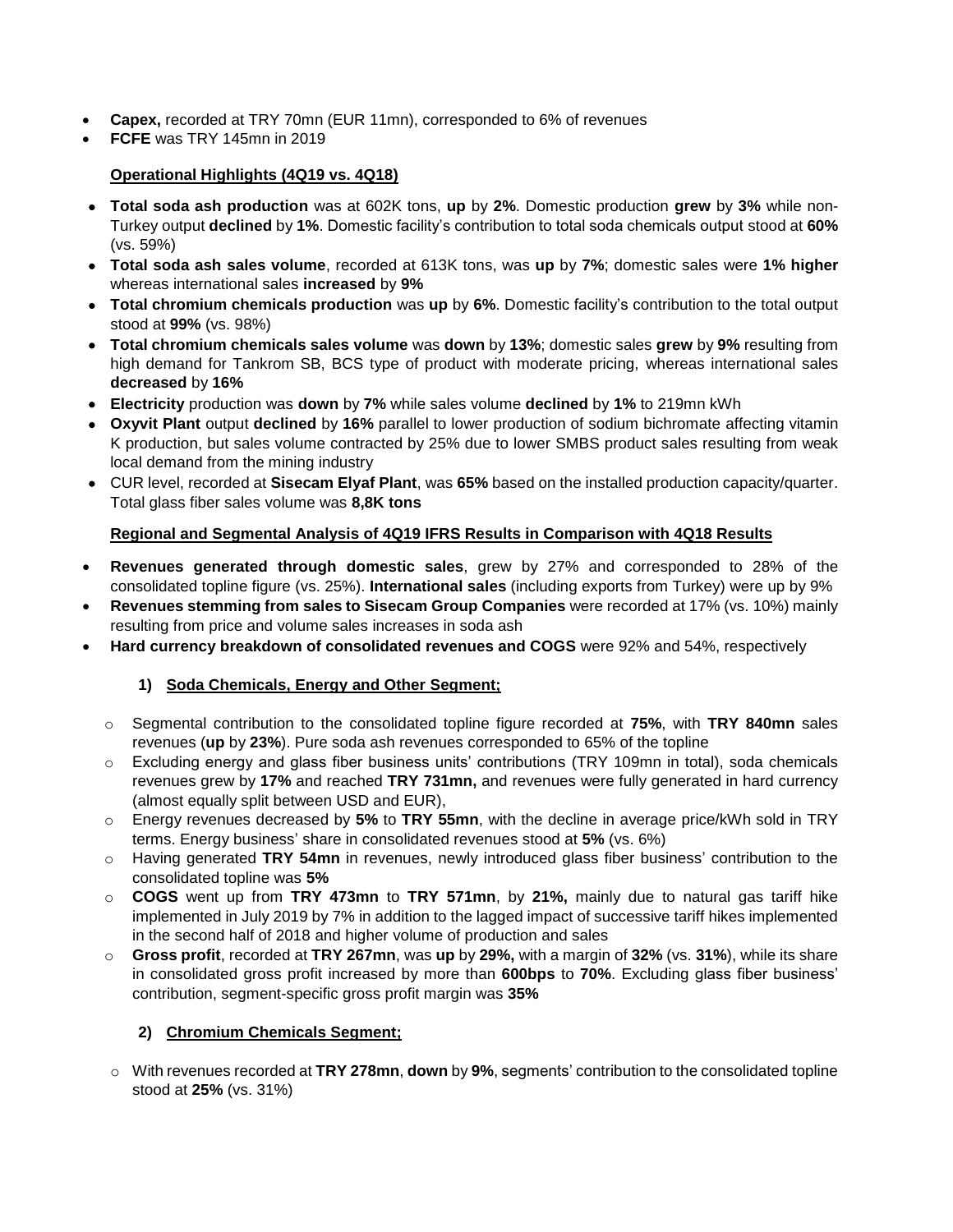- **Capex,** recorded at TRY 70mn (EUR 11mn), corresponded to 6% of revenues
- **FCFE** was TRY 145mn in 2019

**Operational Highlights (4Q19 vs. 4Q18)**

- **Total soda ash production** was at 602K tons, **up** by **2%**. Domestic production **grew** by **3%** while non-Turkey output **declined** by **1%**. Domestic facility's contribution to total soda chemicals output stood at **60%** (vs. 59%)
- **Total soda ash sales volume**, recorded at 613K tons, was **up** by **7%**; domestic sales were **1% higher** whereas international sales **increased** by **9%**
- **Total chromium chemicals production** was **up** by **6%**. Domestic facility's contribution to the total output stood at **99%** (vs. 98%)
- **Total chromium chemicals sales volume** was **down** by **13%**; domestic sales **grew** by **9%** resulting from high demand for Tankrom SB, BCS type of product with moderate pricing, whereas international sales **decreased** by **16%**
- **Electricity** production was **down** by **7%** while sales volume **declined** by **1%** to 219mn kWh
- **Oxyvit Plant** output **declined** by **16%** parallel to lower production of sodium bichromate affecting vitamin K production, but sales volume contracted by 25% due to lower SMBS product sales resulting from weak local demand from the mining industry
- CUR level, recorded at **Sisecam Elyaf Plant**, was **65%** based on the installed production capacity/quarter. Total glass fiber sales volume was **8,8K tons**

**Regional and Segmental Analysis of 4Q19 IFRS Results in Comparison with 4Q18 Results**

- **Revenues generated through domestic sales**, grew by 27% and corresponded to 28% of the consolidated topline figure (vs. 25%). **International sales** (including exports from Turkey) were up by 9%
- **Revenues stemming from sales to Sisecam Group Companies** were recorded at 17% (vs. 10%) mainly resulting from price and volume sales increases in soda ash
- **Hard currency breakdown of consolidated revenues and COGS** were 92% and 54%, respectively

**1) Soda Chemicals, Energy and Other Segment;**

- Segmental contribution to the consolidated topline figure recorded at **75%**, with **TRY 840mn** sales revenues (**up** by **23%**). Pure soda ash revenues corresponded to 65% of the topline
- Excluding energy and glass fiber business units' contributions (TRY 109mn in total), soda chemicals revenues grew by **17%** and reached **TRY 731mn,** and revenues were fully generated in hard currency (almost equally split between USD and EUR),
- Energy revenues decreased by **5%** to **TRY 55mn**, with the decline in average price/kWh sold in TRY terms. Energy business' share in consolidated revenues stood at **5%** (vs. 6%)
- Having generated **TRY 54mn** in revenues, newly introduced glass fiber business' contribution to the consolidated topline was **5%**
- **COGS** went up from **TRY 473mn** to **TRY 571mn**, by **21%,** mainly due to natural gas tariff hike implemented in July 2019 by 7% in addition to the lagged impact of successive tariff hikes implemented in the second half of 2018 and higher volume of production and sales
- **Gross profit**, recorded at **TRY 267mn**, was **up** by **29%,** with a margin of **32%** (vs. **31%**), while its share in consolidated gross profit increased by more than **600bps** to **70%**. Excluding glass fiber business' contribution, segment-specific gross profit margin was **35%**

**2) Chromium Chemicals Segment;**

- With revenues recorded at **TRY 278mn**, **down** by **9%**, segments' contribution to the consolidated topline stood at **25%** (vs. 31%)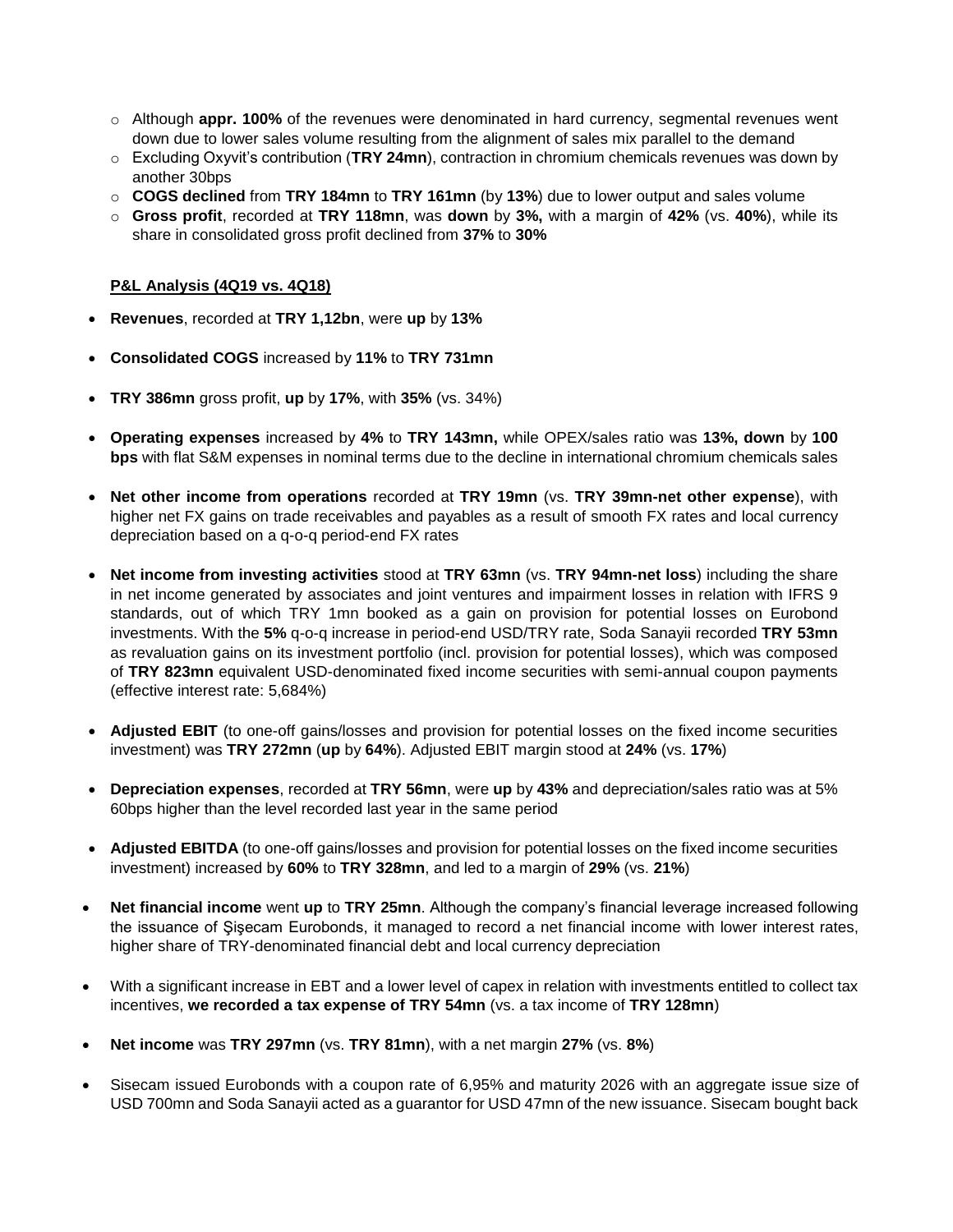- Although **appr. 100%** of the revenues were denominated in hard currency, segmental revenues went down due to lower sales volume resulting from the alignment of sales mix parallel to the demand
- Excluding Oxyvit's contribution (**TRY 24mn**), contraction in chromium chemicals revenues was down by another 30bps
- **COGS declined** from **TRY 184mn** to **TRY 161mn** (by **13%**) due to lower output and sales volume
- **Gross profit**, recorded at **TRY 118mn**, was **down** by **3%,** with a margin of **42%** (vs. **40%**), while its share in consolidated gross profit declined from **37%** to **30%**

**P&L Analysis (4Q19 vs. 4Q18)**

- **Revenues**, recorded at **TRY 1,12bn**, were **up** by **13%**

- **Consolidated COGS** increased by **11%** to **TRY 731mn**

- **TRY 386mn** gross profit, **up** by **17%**, with **35%** (vs. 34%)

- **Operating expenses** increased by **4%** to **TRY 143mn,** while OPEX/sales ratio was **13%, down** by **100 bps** with flat S&M expenses in nominal terms due to the decline in international chromium chemicals sales

- **Net other income from operations** recorded at **TRY 19mn** (vs. **TRY 39mn-net other expense**), with higher net FX gains on trade receivables and payables as a result of smooth FX rates and local currency depreciation based on a q-o-q period-end FX rates

- **Net income from investing activities** stood at **TRY 63mn** (vs. **TRY 94mn-net loss**) including the share in net income generated by associates and joint ventures and impairment losses in relation with IFRS 9 standards, out of which TRY 1mn booked as a gain on provision for potential losses on Eurobond investments. With the **5%** q-o-q increase in period-end USD/TRY rate, Soda Sanayii recorded **TRY 53mn** as revaluation gains on its investment portfolio (incl. provision for potential losses), which was composed of **TRY 823mn** equivalent USD-denominated fixed income securities with semi-annual coupon payments (effective interest rate: 5,684%)

- **Adjusted EBIT** (to one-off gains/losses and provision for potential losses on the fixed income securities investment) was **TRY 272mn** (**up** by **64%**). Adjusted EBIT margin stood at **24%** (vs. **17%**)

- **Depreciation expenses**, recorded at **TRY 56mn**, were **up** by **43%** and depreciation/sales ratio was at 5% 60bps higher than the level recorded last year in the same period

- **Adjusted EBITDA** (to one-off gains/losses and provision for potential losses on the fixed income securities investment) increased by **60%** to **TRY 328mn**, and led to a margin of **29%** (vs. **21%**)

- **Net financial income** went **up** to **TRY 25mn**. Although the company's financial leverage increased following the issuance of Şişecam Eurobonds, it managed to record a net financial income with lower interest rates, higher share of TRY-denominated financial debt and local currency depreciation

- With a significant increase in EBT and a lower level of capex in relation with investments entitled to collect tax incentives, **we recorded a tax expense of TRY 54mn** (vs. a tax income of **TRY 128mn**)

- **Net income** was **TRY 297mn** (vs. **TRY 81mn**), with a net margin **27%** (vs. **8%**)

- Sisecam issued Eurobonds with a coupon rate of 6,95% and maturity 2026 with an aggregate issue size of USD 700mn and Soda Sanayii acted as a guarantor for USD 47mn of the new issuance. Sisecam bought back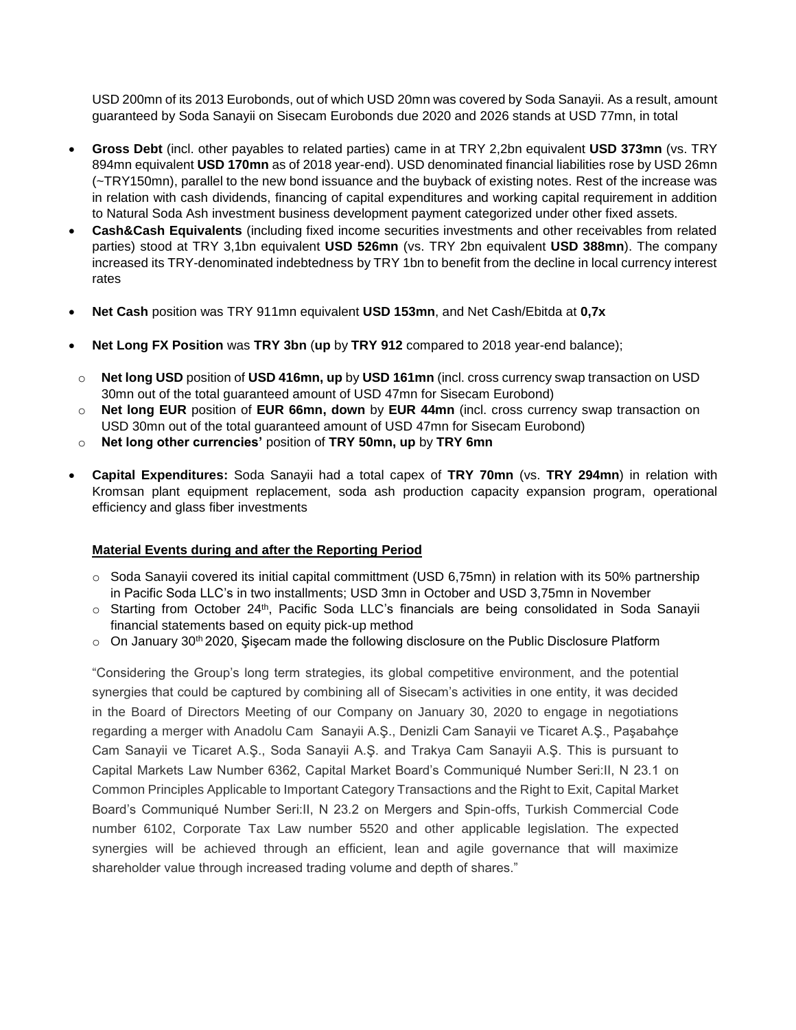USD 200mn of its 2013 Eurobonds, out of which USD 20mn was covered by Soda Sanayii. As a result, amount guaranteed by Soda Sanayii on Sisecam Eurobonds due 2020 and 2026 stands at USD 77mn, in total

- **Gross Debt** (incl. other payables to related parties) came in at TRY 2,2bn equivalent **USD 373mn** (vs. TRY 894mn equivalent **USD 170mn** as of 2018 year-end). USD denominated financial liabilities rose by USD 26mn (~TRY150mn), parallel to the new bond issuance and the buyback of existing notes. Rest of the increase was in relation with cash dividends, financing of capital expenditures and working capital requirement in addition to Natural Soda Ash investment business development payment categorized under other fixed assets.
- **Cash&Cash Equivalents** (including fixed income securities investments and other receivables from related parties) stood at TRY 3,1bn equivalent **USD 526mn** (vs. TRY 2bn equivalent **USD 388mn**). The company increased its TRY-denominated indebtedness by TRY 1bn to benefit from the decline in local currency interest rates
- **Net Cash** position was TRY 911mn equivalent **USD 153mn**, and Net Cash/Ebitda at **0,7x**
- **Net Long FX Position** was **TRY 3bn** (**up** by **TRY 912** compared to 2018 year-end balance);
  - **Net long USD** position of **USD 416mn, up** by **USD 161mn** (incl. cross currency swap transaction on USD 30mn out of the total guaranteed amount of USD 47mn for Sisecam Eurobond)
  - **Net long EUR** position of **EUR 66mn, down** by **EUR 44mn** (incl. cross currency swap transaction on USD 30mn out of the total guaranteed amount of USD 47mn for Sisecam Eurobond)
  - **Net long other currencies'** position of **TRY 50mn, up** by **TRY 6mn**
- **Capital Expenditures:** Soda Sanayii had a total capex of **TRY 70mn** (vs. **TRY 294mn**) in relation with Kromsan plant equipment replacement, soda ash production capacity expansion program, operational efficiency and glass fiber investments

**Material Events during and after the Reporting Period**

- Soda Sanayii covered its initial capital committment (USD 6,75mn) in relation with its 50% partnership in Pacific Soda LLC's in two installments; USD 3mn in October and USD 3,75mn in November
- Starting from October 24th, Pacific Soda LLC's financials are being consolidated in Soda Sanayii financial statements based on equity pick-up method
- On January 30th 2020, Şişecam made the following disclosure on the Public Disclosure Platform

"Considering the Group's long term strategies, its global competitive environment, and the potential synergies that could be captured by combining all of Sisecam's activities in one entity, it was decided in the Board of Directors Meeting of our Company on January 30, 2020 to engage in negotiations regarding a merger with Anadolu Cam Sanayii A.Ş., Denizli Cam Sanayii ve Ticaret A.Ş., Paşabahçe Cam Sanayii ve Ticaret A.Ş., Soda Sanayii A.Ş. and Trakya Cam Sanayii A.Ş. This is pursuant to Capital Markets Law Number 6362, Capital Market Board's Communiqué Number Seri:II, N 23.1 on Common Principles Applicable to Important Category Transactions and the Right to Exit, Capital Market Board's Communiqué Number Seri:II, N 23.2 on Mergers and Spin-offs, Turkish Commercial Code number 6102, Corporate Tax Law number 5520 and other applicable legislation. The expected synergies will be achieved through an efficient, lean and agile governance that will maximize shareholder value through increased trading volume and depth of shares."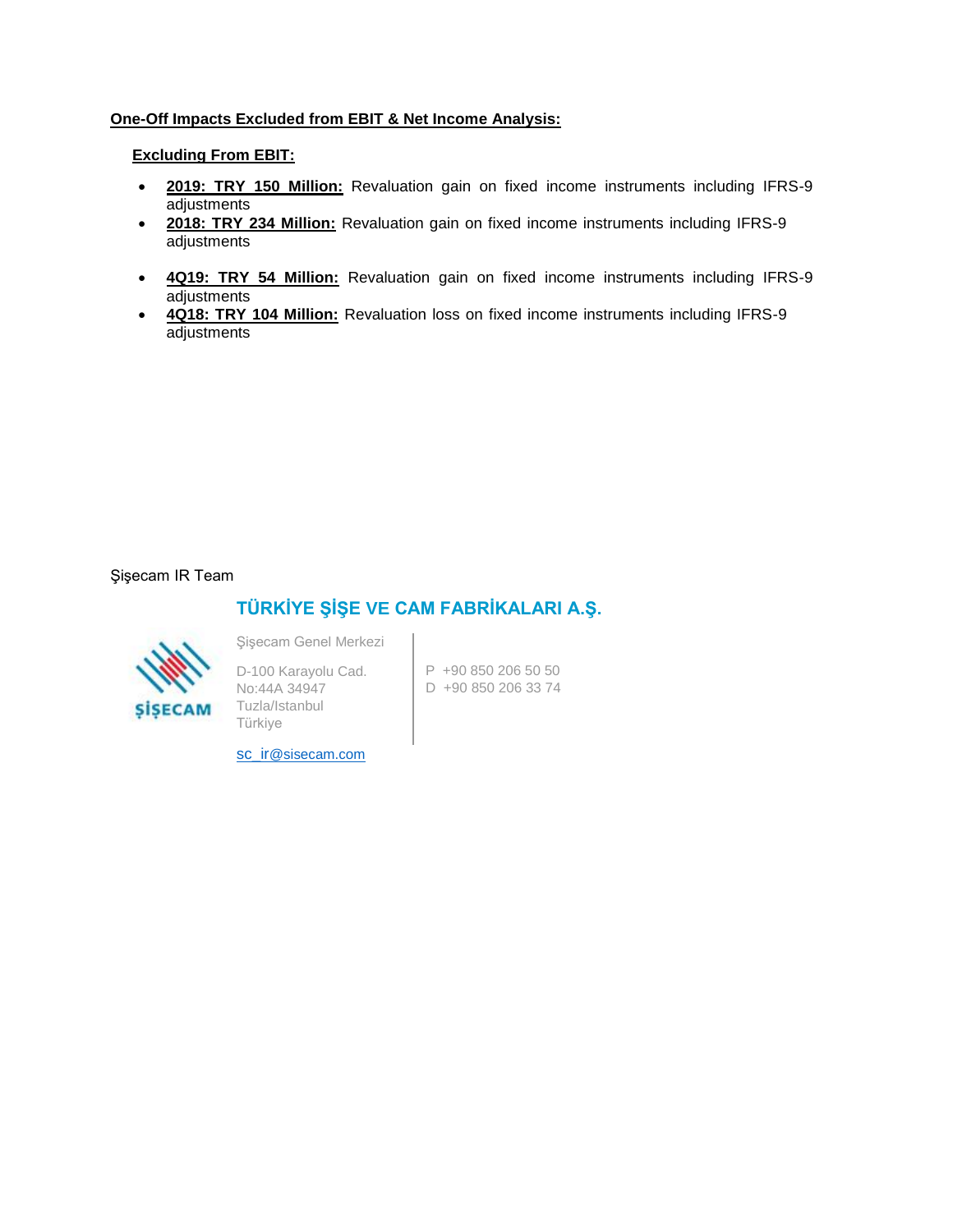**One-Off Impacts Excluded from EBIT & Net Income Analysis:**

**Excluding From EBIT:**

- **2019: TRY 150 Million:** Revaluation gain on fixed income instruments including IFRS-9 adjustments
- **2018: TRY 234 Million:** Revaluation gain on fixed income instruments including IFRS-9 adjustments

- **4Q19: TRY 54 Million:** Revaluation gain on fixed income instruments including IFRS-9 adjustments
- **4Q18: TRY 104 Million:** Revaluation loss on fixed income instruments including IFRS-9 adjustments

Şişecam IR Team

**TÜRKİYE ŞİŞE VE CAM FABRİKALARI A.Ş.**

ŞİŞECAM

Şişecam Genel Merkezi

D-100 Karayolu Cad.
No:44A 34947
Tuzla/Istanbul
Türkiye

P +90 850 206 50 50
D +90 850 206 33 74

sc_ir@sisecam.com